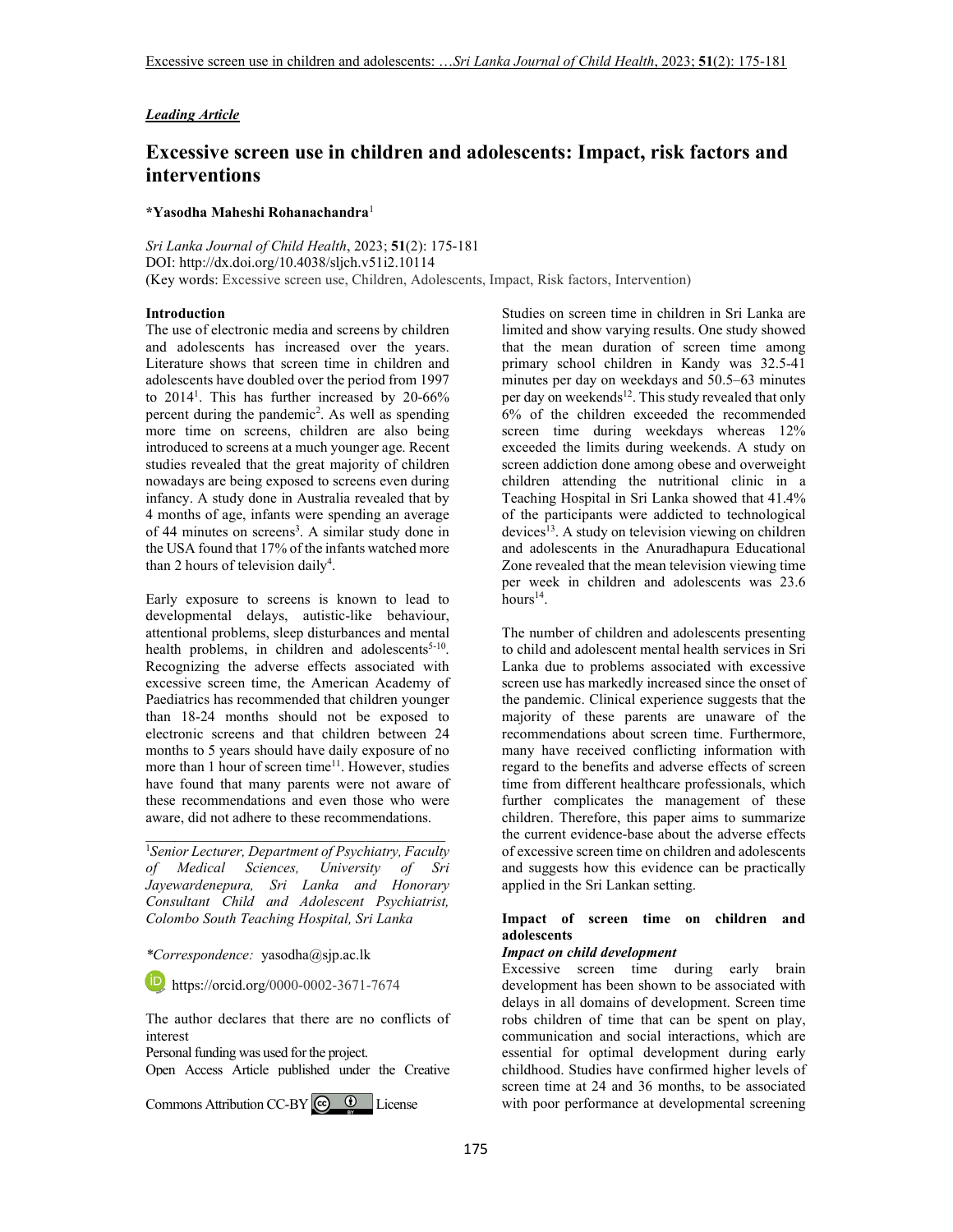***Leading Article***

# Excessive screen use in children and adolescents: Impact, risk factors and interventions

**\*Yasodha Maheshi Rohanachandra**[1]

*Sri Lanka Journal of Child Health*, 2023; **51**(2): 175-181
DOI: http://dx.doi.org/10.4038/sljch.v51i2.10114
(Key words: Excessive screen use, Children, Adolescents, Impact, Risk factors, Intervention)

## Introduction

The use of electronic media and screens by children and adolescents has increased over the years. Literature shows that screen time in children and adolescents have doubled over the period from 1997 to 2014[1]. This has further increased by 20-66% percent during the pandemic[2]. As well as spending more time on screens, children are also being introduced to screens at a much younger age. Recent studies revealed that the great majority of children nowadays are being exposed to screens even during infancy. A study done in Australia revealed that by 4 months of age, infants were spending an average of 44 minutes on screens[3]. A similar study done in the USA found that 17% of the infants watched more than 2 hours of television daily[4].

Early exposure to screens is known to lead to developmental delays, autistic-like behaviour, attentional problems, sleep disturbances and mental health problems, in children and adolescents[5-10]. Recognizing the adverse effects associated with excessive screen time, the American Academy of Paediatrics has recommended that children younger than 18-24 months should not be exposed to electronic screens and that children between 24 months to 5 years should have daily exposure of no more than 1 hour of screen time[11]. However, studies have found that many parents were not aware of these recommendations and even those who were aware, did not adhere to these recommendations.

Studies on screen time in children in Sri Lanka are limited and show varying results. One study showed that the mean duration of screen time among primary school children in Kandy was 32.5-41 minutes per day on weekdays and 50.5–63 minutes per day on weekends[12]. This study revealed that only 6% of the children exceeded the recommended screen time during weekdays whereas 12% exceeded the limits during weekends. A study on screen addiction done among obese and overweight children attending the nutritional clinic in a Teaching Hospital in Sri Lanka showed that 41.4% of the participants were addicted to technological devices[13]. A study on television viewing on children and adolescents in the Anuradhapura Educational Zone revealed that the mean television viewing time per week in children and adolescents was 23.6 hours[14].

The number of children and adolescents presenting to child and adolescent mental health services in Sri Lanka due to problems associated with excessive screen use has markedly increased since the onset of the pandemic. Clinical experience suggests that the majority of these parents are unaware of the recommendations about screen time. Furthermore, many have received conflicting information with regard to the benefits and adverse effects of screen time from different healthcare professionals, which further complicates the management of these children. Therefore, this paper aims to summarize the current evidence-base about the adverse effects of excessive screen time on children and adolescents and suggests how this evidence can be practically applied in the Sri Lankan setting.

## Impact of screen time on children and adolescents

### *Impact on child development*

Excessive screen time during early brain development has been shown to be associated with delays in all domains of development. Screen time robs children of time that can be spent on play, communication and social interactions, which are essential for optimal development during early childhood. Studies have confirmed higher levels of screen time at 24 and 36 months, to be associated with poor performance at developmental screening

---

[1]*Senior Lecturer, Department of Psychiatry, Faculty of Medical Sciences, University of Sri Jayewardenepura, Sri Lanka and Honorary Consultant Child and Adolescent Psychiatrist, Colombo South Teaching Hospital, Sri Lanka*

*\*Correspondence:* yasodha@sjp.ac.lk

https://orcid.org/0000-0002-3671-7674

The author declares that there are no conflicts of interest

Personal funding was used for the project.

Open Access Article published under the Creative Commons Attribution CC-BY License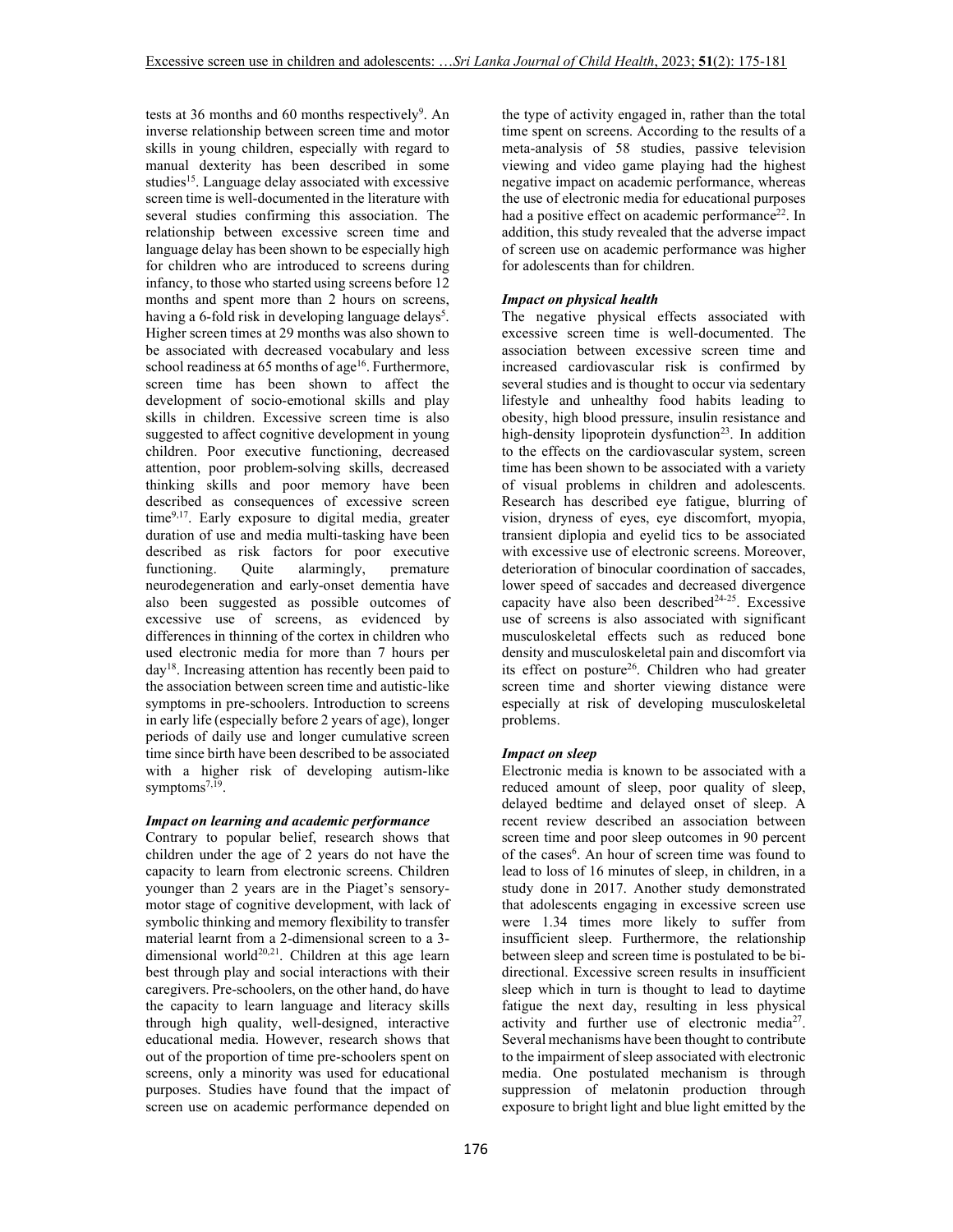tests at 36 months and 60 months respectively[9]. An inverse relationship between screen time and motor skills in young children, especially with regard to manual dexterity has been described in some studies[15]. Language delay associated with excessive screen time is well-documented in the literature with several studies confirming this association. The relationship between excessive screen time and language delay has been shown to be especially high for children who are introduced to screens during infancy, to those who started using screens before 12 months and spent more than 2 hours on screens, having a 6-fold risk in developing language delays[5]. Higher screen times at 29 months was also shown to be associated with decreased vocabulary and less school readiness at 65 months of age[16]. Furthermore, screen time has been shown to affect the development of socio-emotional skills and play skills in children. Excessive screen time is also suggested to affect cognitive development in young children. Poor executive functioning, decreased attention, poor problem-solving skills, decreased thinking skills and poor memory have been described as consequences of excessive screen time[9,17]. Early exposure to digital media, greater duration of use and media multi-tasking have been described as risk factors for poor executive functioning. Quite alarmingly, premature neurodegeneration and early-onset dementia have also been suggested as possible outcomes of excessive use of screens, as evidenced by differences in thinning of the cortex in children who used electronic media for more than 7 hours per day[18]. Increasing attention has recently been paid to the association between screen time and autistic-like symptoms in pre-schoolers. Introduction to screens in early life (especially before 2 years of age), longer periods of daily use and longer cumulative screen time since birth have been described to be associated with a higher risk of developing autism-like symptoms[7,19].

***Impact on learning and academic performance***

Contrary to popular belief, research shows that children under the age of 2 years do not have the capacity to learn from electronic screens. Children younger than 2 years are in the Piaget's sensory-motor stage of cognitive development, with lack of symbolic thinking and memory flexibility to transfer material learnt from a 2-dimensional screen to a 3-dimensional world[20,21]. Children at this age learn best through play and social interactions with their caregivers. Pre-schoolers, on the other hand, do have the capacity to learn language and literacy skills through high quality, well-designed, interactive educational media. However, research shows that out of the proportion of time pre-schoolers spent on screens, only a minority was used for educational purposes. Studies have found that the impact of screen use on academic performance depended on the type of activity engaged in, rather than the total time spent on screens. According to the results of a meta-analysis of 58 studies, passive television viewing and video game playing had the highest negative impact on academic performance, whereas the use of electronic media for educational purposes had a positive effect on academic performance[22]. In addition, this study revealed that the adverse impact of screen use on academic performance was higher for adolescents than for children.

***Impact on physical health***

The negative physical effects associated with excessive screen time is well-documented. The association between excessive screen time and increased cardiovascular risk is confirmed by several studies and is thought to occur via sedentary lifestyle and unhealthy food habits leading to obesity, high blood pressure, insulin resistance and high-density lipoprotein dysfunction[23]. In addition to the effects on the cardiovascular system, screen time has been shown to be associated with a variety of visual problems in children and adolescents. Research has described eye fatigue, blurring of vision, dryness of eyes, eye discomfort, myopia, transient diplopia and eyelid tics to be associated with excessive use of electronic screens. Moreover, deterioration of binocular coordination of saccades, lower speed of saccades and decreased divergence capacity have also been described[24-25]. Excessive use of screens is also associated with significant musculoskeletal effects such as reduced bone density and musculoskeletal pain and discomfort via its effect on posture[26]. Children who had greater screen time and shorter viewing distance were especially at risk of developing musculoskeletal problems.

***Impact on sleep***

Electronic media is known to be associated with a reduced amount of sleep, poor quality of sleep, delayed bedtime and delayed onset of sleep. A recent review described an association between screen time and poor sleep outcomes in 90 percent of the cases[6]. An hour of screen time was found to lead to loss of 16 minutes of sleep, in children, in a study done in 2017. Another study demonstrated that adolescents engaging in excessive screen use were 1.34 times more likely to suffer from insufficient sleep. Furthermore, the relationship between sleep and screen time is postulated to be bi-directional. Excessive screen results in insufficient sleep which in turn is thought to lead to daytime fatigue the next day, resulting in less physical activity and further use of electronic media[27]. Several mechanisms have been thought to contribute to the impairment of sleep associated with electronic media. One postulated mechanism is through suppression of melatonin production through exposure to bright light and blue light emitted by the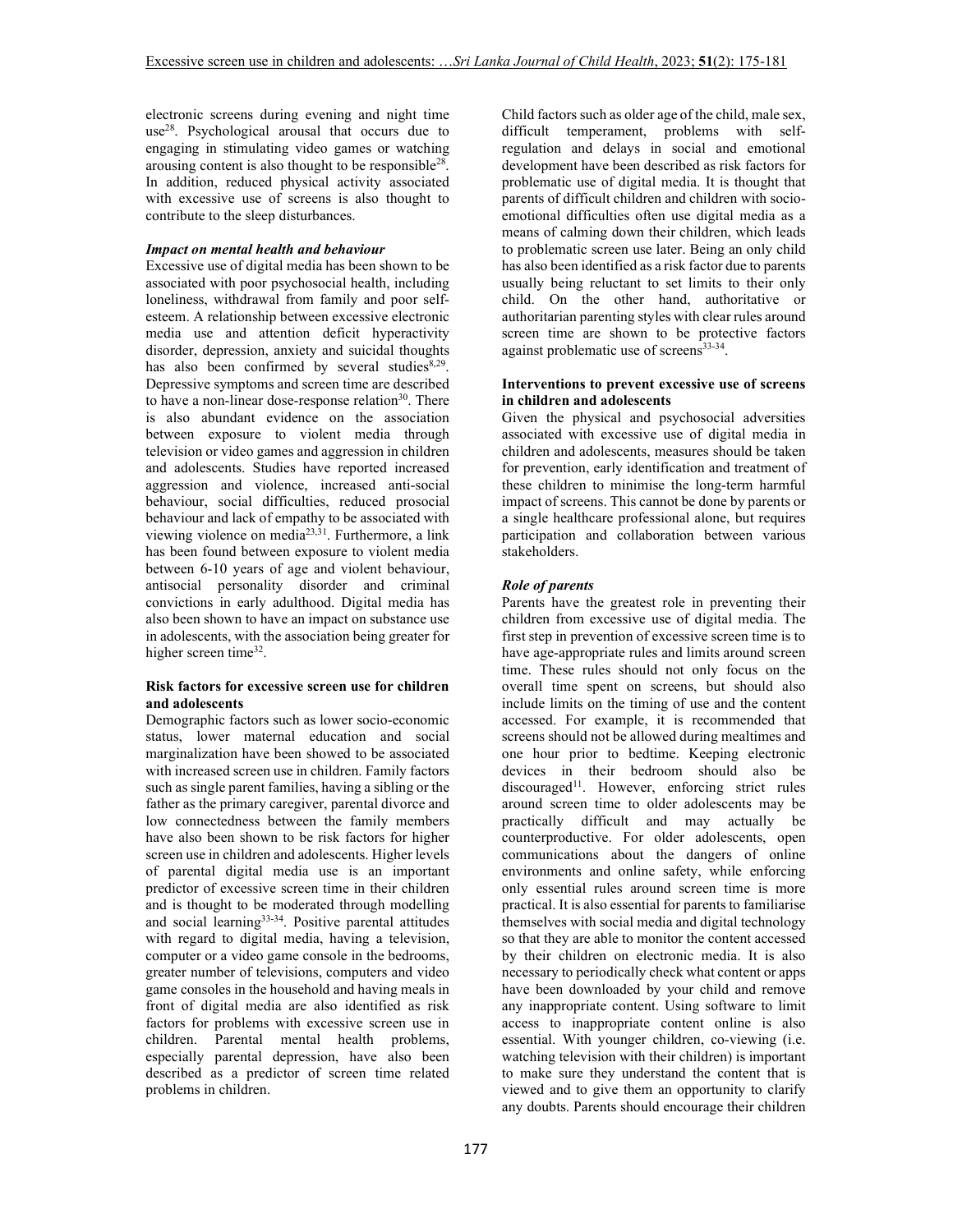electronic screens during evening and night time use[28]. Psychological arousal that occurs due to engaging in stimulating video games or watching arousing content is also thought to be responsible[28]. In addition, reduced physical activity associated with excessive use of screens is also thought to contribute to the sleep disturbances.

### *Impact on mental health and behaviour*

Excessive use of digital media has been shown to be associated with poor psychosocial health, including loneliness, withdrawal from family and poor self-esteem. A relationship between excessive electronic media use and attention deficit hyperactivity disorder, depression, anxiety and suicidal thoughts has also been confirmed by several studies[8,29]. Depressive symptoms and screen time are described to have a non-linear dose-response relation[30]. There is also abundant evidence on the association between exposure to violent media through television or video games and aggression in children and adolescents. Studies have reported increased aggression and violence, increased anti-social behaviour, social difficulties, reduced prosocial behaviour and lack of empathy to be associated with viewing violence on media[23,31]. Furthermore, a link has been found between exposure to violent media between 6-10 years of age and violent behaviour, antisocial personality disorder and criminal convictions in early adulthood. Digital media has also been shown to have an impact on substance use in adolescents, with the association being greater for higher screen time[32].

## Risk factors for excessive screen use for children and adolescents

Demographic factors such as lower socio-economic status, lower maternal education and social marginalization have been showed to be associated with increased screen use in children. Family factors such as single parent families, having a sibling or the father as the primary caregiver, parental divorce and low connectedness between the family members have also been shown to be risk factors for higher screen use in children and adolescents. Higher levels of parental digital media use is an important predictor of excessive screen time in their children and is thought to be moderated through modelling and social learning[33-34]. Positive parental attitudes with regard to digital media, having a television, computer or a video game console in the bedrooms, greater number of televisions, computers and video game consoles in the household and having meals in front of digital media are also identified as risk factors for problems with excessive screen use in children. Parental mental health problems, especially parental depression, have also been described as a predictor of screen time related problems in children.

Child factors such as older age of the child, male sex, difficult temperament, problems with self-regulation and delays in social and emotional development have been described as risk factors for problematic use of digital media. It is thought that parents of difficult children and children with socio-emotional difficulties often use digital media as a means of calming down their children, which leads to problematic screen use later. Being an only child has also been identified as a risk factor due to parents usually being reluctant to set limits to their only child. On the other hand, authoritative or authoritarian parenting styles with clear rules around screen time are shown to be protective factors against problematic use of screens[33-34].

## Interventions to prevent excessive use of screens in children and adolescents

Given the physical and psychosocial adversities associated with excessive use of digital media in children and adolescents, measures should be taken for prevention, early identification and treatment of these children to minimise the long-term harmful impact of screens. This cannot be done by parents or a single healthcare professional alone, but requires participation and collaboration between various stakeholders.

### *Role of parents*

Parents have the greatest role in preventing their children from excessive use of digital media. The first step in prevention of excessive screen time is to have age-appropriate rules and limits around screen time. These rules should not only focus on the overall time spent on screens, but should also include limits on the timing of use and the content accessed. For example, it is recommended that screens should not be allowed during mealtimes and one hour prior to bedtime. Keeping electronic devices in their bedroom should also be discouraged[11]. However, enforcing strict rules around screen time to older adolescents may be practically difficult and may actually be counterproductive. For older adolescents, open communications about the dangers of online environments and online safety, while enforcing only essential rules around screen time is more practical. It is also essential for parents to familiarise themselves with social media and digital technology so that they are able to monitor the content accessed by their children on electronic media. It is also necessary to periodically check what content or apps have been downloaded by your child and remove any inappropriate content. Using software to limit access to inappropriate content online is also essential. With younger children, co-viewing (i.e. watching television with their children) is important to make sure they understand the content that is viewed and to give them an opportunity to clarify any doubts. Parents should encourage their children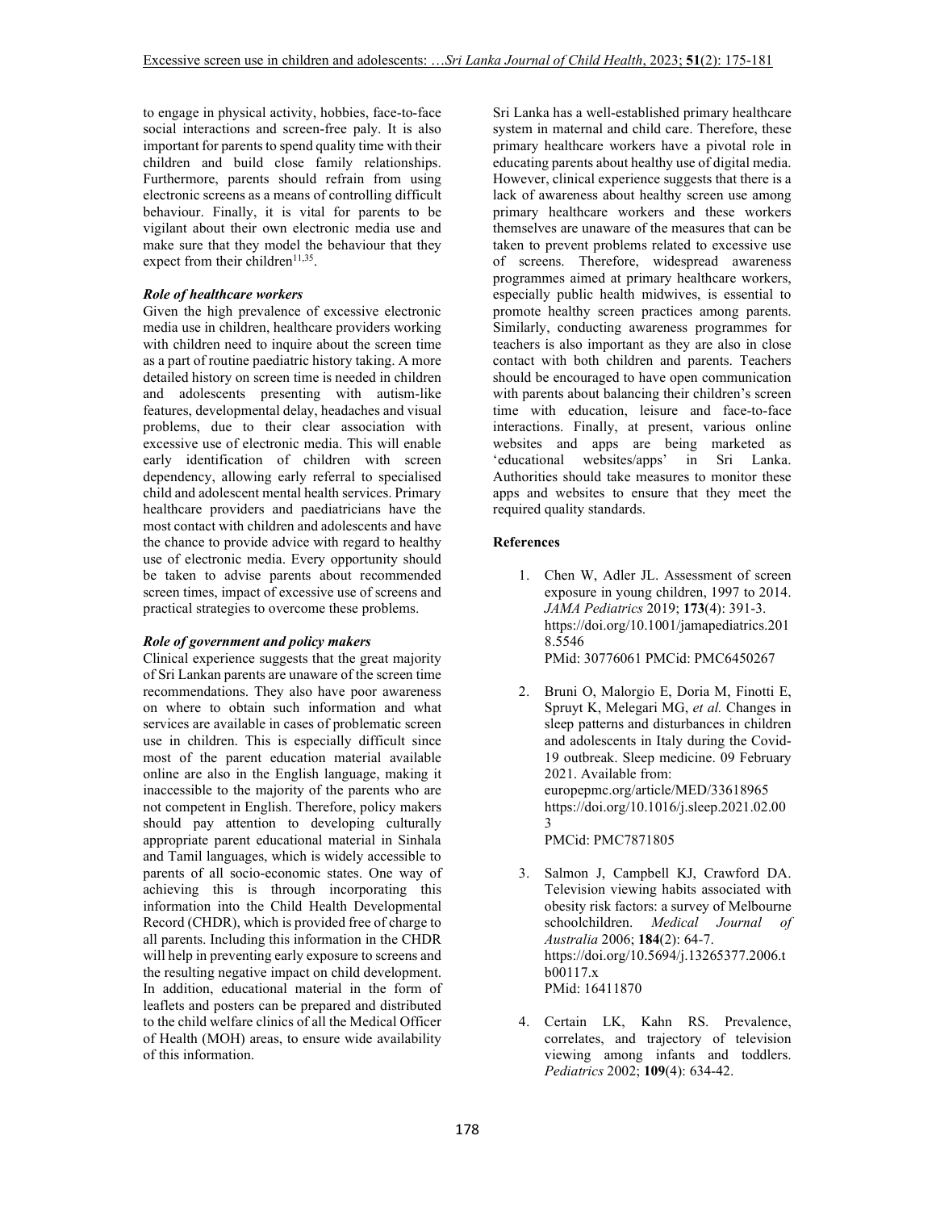to engage in physical activity, hobbies, face-to-face social interactions and screen-free paly. It is also important for parents to spend quality time with their children and build close family relationships. Furthermore, parents should refrain from using electronic screens as a means of controlling difficult behaviour. Finally, it is vital for parents to be vigilant about their own electronic media use and make sure that they model the behaviour that they expect from their children[11,35].

***Role of healthcare workers***

Given the high prevalence of excessive electronic media use in children, healthcare providers working with children need to inquire about the screen time as a part of routine paediatric history taking. A more detailed history on screen time is needed in children and adolescents presenting with autism-like features, developmental delay, headaches and visual problems, due to their clear association with excessive use of electronic media. This will enable early identification of children with screen dependency, allowing early referral to specialised child and adolescent mental health services. Primary healthcare providers and paediatricians have the most contact with children and adolescents and have the chance to provide advice with regard to healthy use of electronic media. Every opportunity should be taken to advise parents about recommended screen times, impact of excessive use of screens and practical strategies to overcome these problems.

***Role of government and policy makers***

Clinical experience suggests that the great majority of Sri Lankan parents are unaware of the screen time recommendations. They also have poor awareness on where to obtain such information and what services are available in cases of problematic screen use in children. This is especially difficult since most of the parent education material available online are also in the English language, making it inaccessible to the majority of the parents who are not competent in English. Therefore, policy makers should pay attention to developing culturally appropriate parent educational material in Sinhala and Tamil languages, which is widely accessible to parents of all socio-economic states. One way of achieving this is through incorporating this information into the Child Health Developmental Record (CHDR), which is provided free of charge to all parents. Including this information in the CHDR will help in preventing early exposure to screens and the resulting negative impact on child development. In addition, educational material in the form of leaflets and posters can be prepared and distributed to the child welfare clinics of all the Medical Officer of Health (MOH) areas, to ensure wide availability of this information.

Sri Lanka has a well-established primary healthcare system in maternal and child care. Therefore, these primary healthcare workers have a pivotal role in educating parents about healthy use of digital media. However, clinical experience suggests that there is a lack of awareness about healthy screen use among primary healthcare workers and these workers themselves are unaware of the measures that can be taken to prevent problems related to excessive use of screens. Therefore, widespread awareness programmes aimed at primary healthcare workers, especially public health midwives, is essential to promote healthy screen practices among parents. Similarly, conducting awareness programmes for teachers is also important as they are also in close contact with both children and parents. Teachers should be encouraged to have open communication with parents about balancing their children's screen time with education, leisure and face-to-face interactions. Finally, at present, various online websites and apps are being marketed as 'educational websites/apps' in Sri Lanka. Authorities should take measures to monitor these apps and websites to ensure that they meet the required quality standards.

**References**

1. Chen W, Adler JL. Assessment of screen exposure in young children, 1997 to 2014. *JAMA Pediatrics* 2019; **173**(4): 391-3. https://doi.org/10.1001/jamapediatrics.2018.5546 PMid: 30776061 PMCid: PMC6450267

2. Bruni O, Malorgio E, Doria M, Finotti E, Spruyt K, Melegari MG, *et al.* Changes in sleep patterns and disturbances in children and adolescents in Italy during the Covid-19 outbreak. Sleep medicine. 09 February 2021. Available from: europepmc.org/article/MED/33618965 https://doi.org/10.1016/j.sleep.2021.02.003 PMCid: PMC7871805

3. Salmon J, Campbell KJ, Crawford DA. Television viewing habits associated with obesity risk factors: a survey of Melbourne schoolchildren. *Medical Journal of Australia* 2006; **184**(2): 64-7. https://doi.org/10.5694/j.13265377.2006.tb00117.x PMid: 16411870

4. Certain LK, Kahn RS. Prevalence, correlates, and trajectory of television viewing among infants and toddlers. *Pediatrics* 2002; **109**(4): 634-42.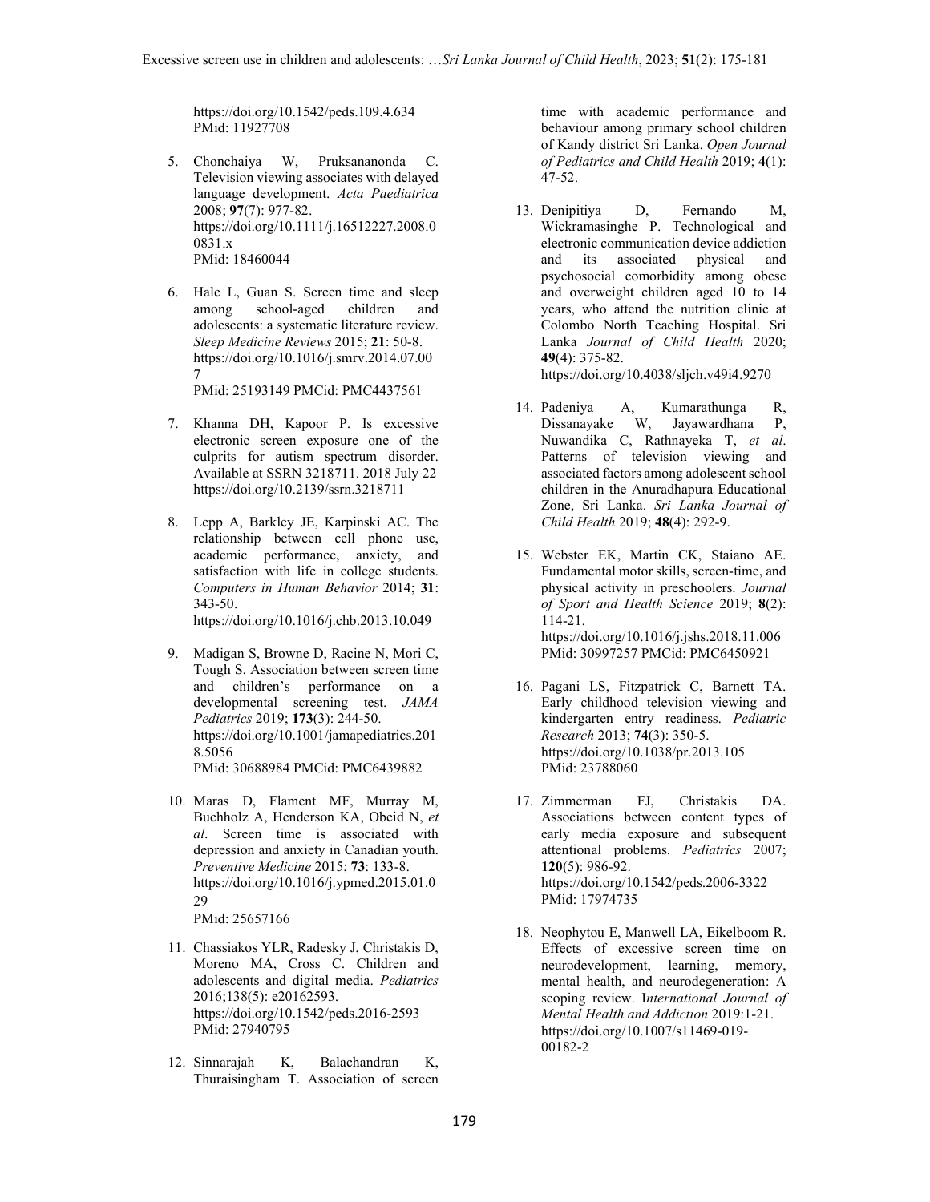https://doi.org/10.1542/peds.109.4.634
PMid: 11927708

5. Chonchaiya W, Pruksananonda C. Television viewing associates with delayed language development. *Acta Paediatrica* 2008; **97**(7): 977-82.
https://doi.org/10.1111/j.16512227.2008.00831.x
PMid: 18460044

6. Hale L, Guan S. Screen time and sleep among school-aged children and adolescents: a systematic literature review. *Sleep Medicine Reviews* 2015; **21**: 50-8.
https://doi.org/10.1016/j.smrv.2014.07.007
PMid: 25193149 PMCid: PMC4437561

7. Khanna DH, Kapoor P. Is excessive electronic screen exposure one of the culprits for autism spectrum disorder. Available at SSRN 3218711. 2018 July 22
https://doi.org/10.2139/ssrn.3218711

8. Lepp A, Barkley JE, Karpinski AC. The relationship between cell phone use, academic performance, anxiety, and satisfaction with life in college students. *Computers in Human Behavior* 2014; **31**: 343-50.
https://doi.org/10.1016/j.chb.2013.10.049

9. Madigan S, Browne D, Racine N, Mori C, Tough S. Association between screen time and children's performance on a developmental screening test. *JAMA Pediatrics* 2019; **173**(3): 244-50.
https://doi.org/10.1001/jamapediatrics.2018.5056
PMid: 30688984 PMCid: PMC6439882

10. Maras D, Flament MF, Murray M, Buchholz A, Henderson KA, Obeid N, *et al*. Screen time is associated with depression and anxiety in Canadian youth. *Preventive Medicine* 2015; **73**: 133-8.
https://doi.org/10.1016/j.ypmed.2015.01.029
PMid: 25657166

11. Chassiakos YLR, Radesky J, Christakis D, Moreno MA, Cross C. Children and adolescents and digital media. *Pediatrics* 2016;138(5): e20162593.
https://doi.org/10.1542/peds.2016-2593
PMid: 27940795

12. Sinnarajah K, Balachandran K, Thuraisingham T. Association of screen time with academic performance and behaviour among primary school children of Kandy district Sri Lanka. *Open Journal of Pediatrics and Child Health* 2019; **4**(1): 47-52.

13. Denipitiya D, Fernando M, Wickramasinghe P. Technological and electronic communication device addiction and its associated physical and psychosocial comorbidity among obese and overweight children aged 10 to 14 years, who attend the nutrition clinic at Colombo North Teaching Hospital. Sri Lanka *Journal of Child Health* 2020; **49**(4): 375-82.
https://doi.org/10.4038/sljch.v49i4.9270

14. Padeniya A, Kumarathunga R, Dissanayake W, Jayawardhana P, Nuwandika C, Rathnayeka T, *et al*. Patterns of television viewing and associated factors among adolescent school children in the Anuradhapura Educational Zone, Sri Lanka. *Sri Lanka Journal of Child Health* 2019; **48**(4): 292-9.

15. Webster EK, Martin CK, Staiano AE. Fundamental motor skills, screen-time, and physical activity in preschoolers. *Journal of Sport and Health Science* 2019; **8**(2): 114-21.
https://doi.org/10.1016/j.jshs.2018.11.006
PMid: 30997257 PMCid: PMC6450921

16. Pagani LS, Fitzpatrick C, Barnett TA. Early childhood television viewing and kindergarten entry readiness. *Pediatric Research* 2013; **74**(3): 350-5.
https://doi.org/10.1038/pr.2013.105
PMid: 23788060

17. Zimmerman FJ, Christakis DA. Associations between content types of early media exposure and subsequent attentional problems. *Pediatrics* 2007; **120**(5): 986-92.
https://doi.org/10.1542/peds.2006-3322
PMid: 17974735

18. Neophytou E, Manwell LA, Eikelboom R. Effects of excessive screen time on neurodevelopment, learning, memory, mental health, and neurodegeneration: A scoping review. I*nternational Journal of Mental Health and Addiction* 2019:1-21.
https://doi.org/10.1007/s11469-019-00182-2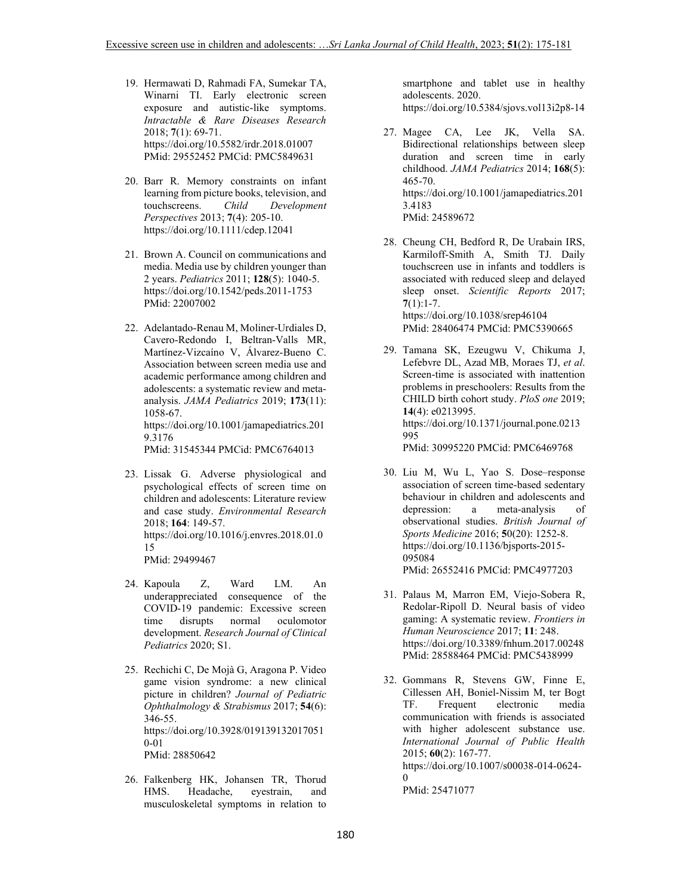19. Hermawati D, Rahmadi FA, Sumekar TA, Winarni TI. Early electronic screen exposure and autistic-like symptoms. *Intractable & Rare Diseases Research* 2018; **7**(1): 69-71. https://doi.org/10.5582/irdr.2018.01007 PMid: 29552452 PMCid: PMC5849631

20. Barr R. Memory constraints on infant learning from picture books, television, and touchscreens. *Child Development Perspectives* 2013; **7**(4): 205-10. https://doi.org/10.1111/cdep.12041

21. Brown A. Council on communications and media. Media use by children younger than 2 years. *Pediatrics* 2011; **128**(5): 1040-5. https://doi.org/10.1542/peds.2011-1753 PMid: 22007002

22. Adelantado-Renau M, Moliner-Urdiales D, Cavero-Redondo I, Beltran-Valls MR, Martínez-Vizcaíno V, Álvarez-Bueno C. Association between screen media use and academic performance among children and adolescents: a systematic review and meta-analysis. *JAMA Pediatrics* 2019; **173**(11): 1058-67. https://doi.org/10.1001/jamapediatrics.2019.3176 PMid: 31545344 PMCid: PMC6764013

23. Lissak G. Adverse physiological and psychological effects of screen time on children and adolescents: Literature review and case study. *Environmental Research* 2018; **164**: 149-57. https://doi.org/10.1016/j.envres.2018.01.015 PMid: 29499467

24. Kapoula Z, Ward LM. An underappreciated consequence of the COVID-19 pandemic: Excessive screen time disrupts normal oculomotor development. *Research Journal of Clinical Pediatrics* 2020; S1.

25. Rechichi C, De Mojà G, Aragona P. Video game vision syndrome: a new clinical picture in children? *Journal of Pediatric Ophthalmology & Strabismus* 2017; **54**(6): 346-55. https://doi.org/10.3928/01913913-20170510-01 PMid: 28850642

26. Falkenberg HK, Johansen TR, Thorud HMS. Headache, eyestrain, and musculoskeletal symptoms in relation to smartphone and tablet use in healthy adolescents. 2020. https://doi.org/10.5384/sjovs.vol13i2p8-14

27. Magee CA, Lee JK, Vella SA. Bidirectional relationships between sleep duration and screen time in early childhood. *JAMA Pediatrics* 2014; **168**(5): 465-70. https://doi.org/10.1001/jamapediatrics.2013.4183 PMid: 24589672

28. Cheung CH, Bedford R, De Urabain IRS, Karmiloff-Smith A, Smith TJ. Daily touchscreen use in infants and toddlers is associated with reduced sleep and delayed sleep onset. *Scientific Reports* 2017; **7**(1):1-7. https://doi.org/10.1038/srep46104 PMid: 28406474 PMCid: PMC5390665

29. Tamana SK, Ezeugwu V, Chikuma J, Lefebvre DL, Azad MB, Moraes TJ, *et al*. Screen-time is associated with inattention problems in preschoolers: Results from the CHILD birth cohort study. *PloS one* 2019; **14**(4): e0213995. https://doi.org/10.1371/journal.pone.0213995 PMid: 30995220 PMCid: PMC6469768

30. Liu M, Wu L, Yao S. Dose–response association of screen time-based sedentary behaviour in children and adolescents and depression: a meta-analysis of observational studies. *British Journal of Sports Medicine* 2016; **5**0(20): 1252-8. https://doi.org/10.1136/bjsports-2015-095084 PMid: 26552416 PMCid: PMC4977203

31. Palaus M, Marron EM, Viejo-Sobera R, Redolar-Ripoll D. Neural basis of video gaming: A systematic review. *Frontiers in Human Neuroscience* 2017; **11**: 248. https://doi.org/10.3389/fnhum.2017.00248 PMid: 28588464 PMCid: PMC5438999

32. Gommans R, Stevens GW, Finne E, Cillessen AH, Boniel-Nissim M, ter Bogt TF. Frequent electronic media communication with friends is associated with higher adolescent substance use. *International Journal of Public Health* 2015; **60**(2): 167-77. https://doi.org/10.1007/s00038-014-0624-0 PMid: 25471077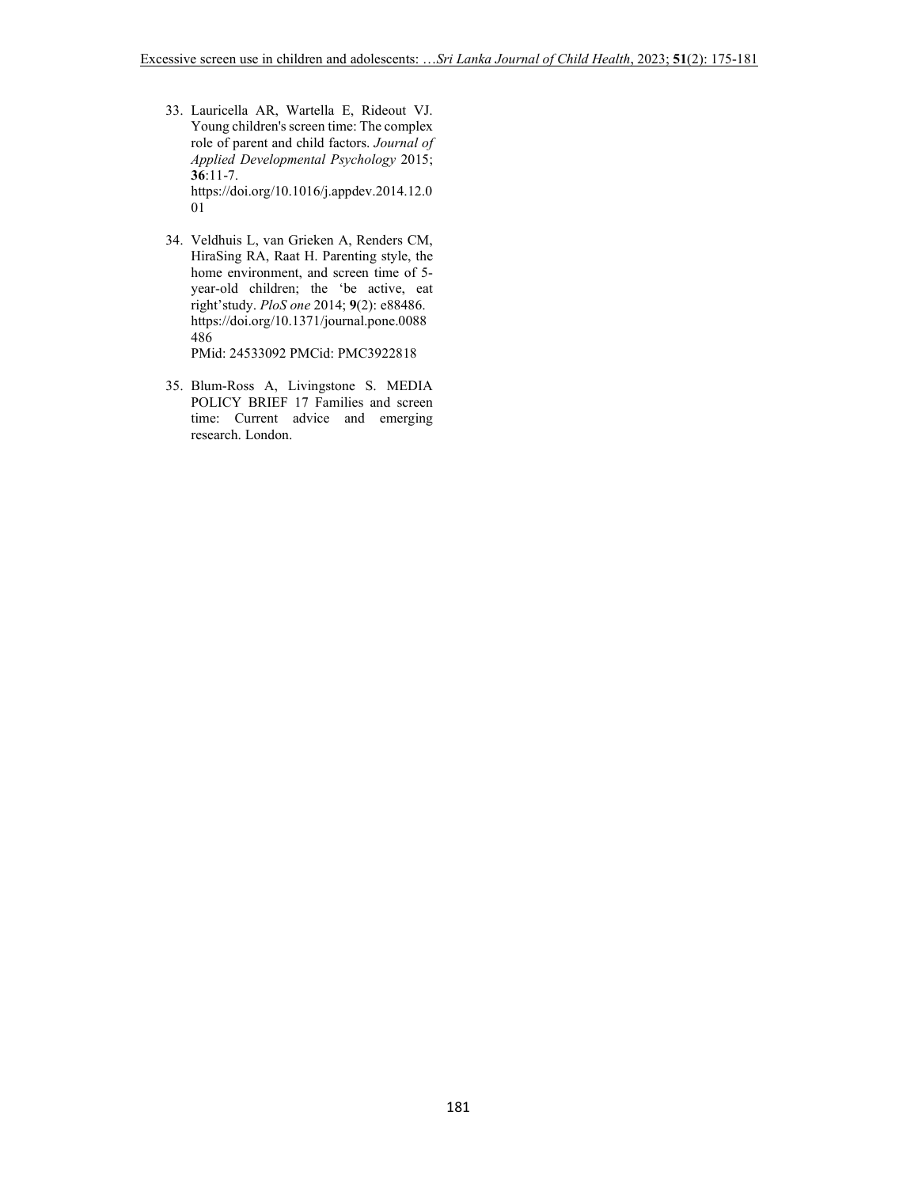33. Lauricella AR, Wartella E, Rideout VJ. Young children's screen time: The complex role of parent and child factors. *Journal of Applied Developmental Psychology* 2015; **36**:11-7. https://doi.org/10.1016/j.appdev.2014.12.001

34. Veldhuis L, van Grieken A, Renders CM, HiraSing RA, Raat H. Parenting style, the home environment, and screen time of 5-year-old children; the 'be active, eat right'study. *PloS one* 2014; **9**(2): e88486. https://doi.org/10.1371/journal.pone.0088486 PMid: 24533092 PMCid: PMC3922818

35. Blum-Ross A, Livingstone S. MEDIA POLICY BRIEF 17 Families and screen time: Current advice and emerging research. London.